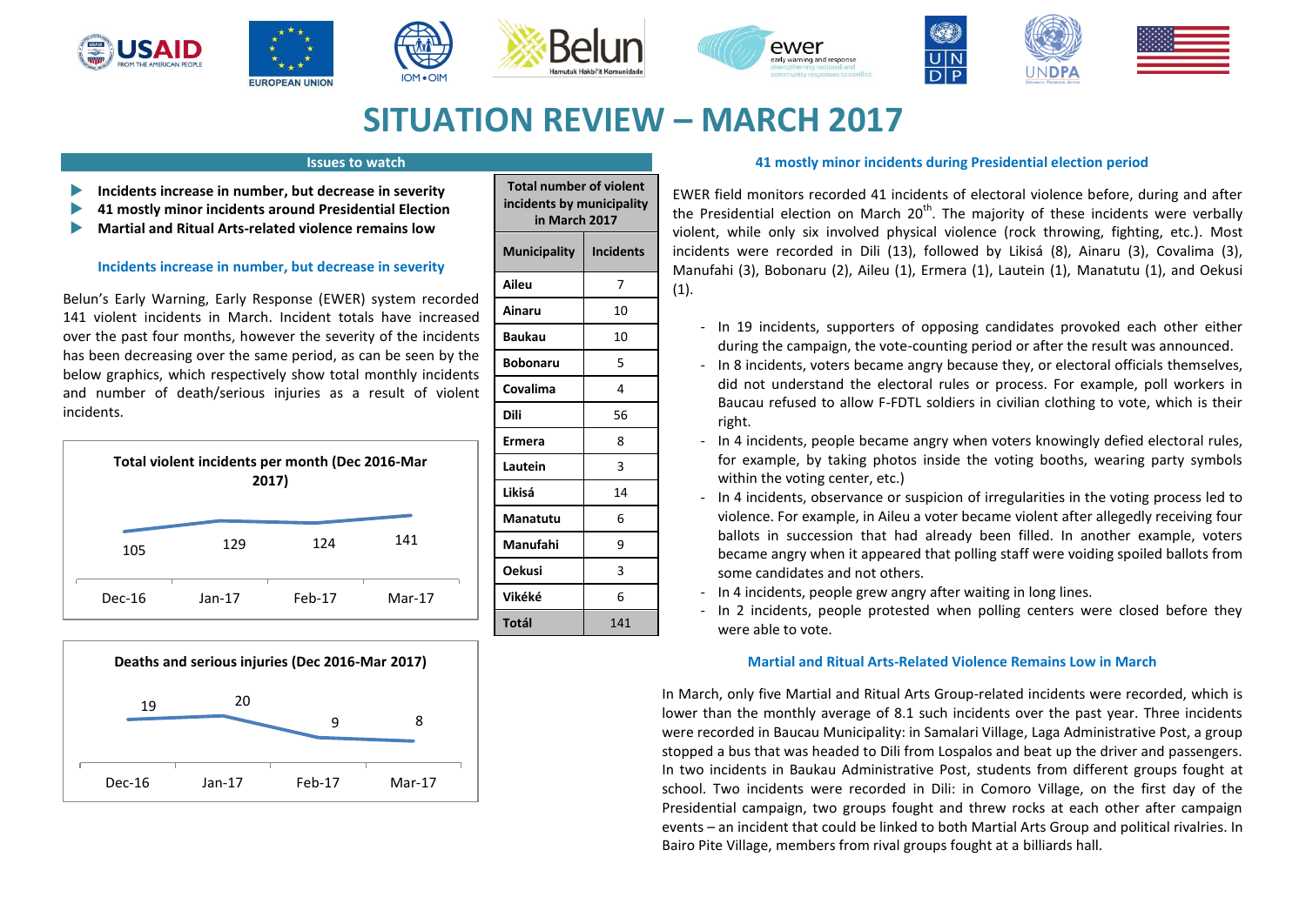# SITUATION REVIEW – MARCH 2017

## Issues to watch

- **Incidents increase in number, but decrease in severity**
- **41 mostly minor incidents around Presidential Election**
- **Martial and Ritual Arts-related violence remains low**

### Incidents increase in number, but decrease in severity

Belun's Early Warning, Early Response (EWER) system recorded 141 violent incidents in March. Incident totals have increased over the past four months, however the severity of the incidents has been decreasing over the same period, as can be seen by the below graphics, which respectively show total monthly incidents and number of death/serious injuries as a result of violent incidents.

**Total violent incidents per month (Dec 2016-Mar 2017)**

| Dec-16 | Jan-17 | Feb-17 | Mar-17 |
|---|---|---|---|
| 105 | 129 | 124 | 141 |

**Deaths and serious injuries (Dec 2016-Mar 2017)**

| Dec-16 | Jan-17 | Feb-17 | Mar-17 |
|---|---|---|---|
| 19 | 20 | 9 | 8 |

**Total number of violent incidents by municipality in March 2017**

| Municipality | Incidents |
|---|---|
| Aileu | 7 |
| Ainaru | 10 |
| Baukau | 10 |
| Bobonaru | 5 |
| Covalima | 4 |
| Dili | 56 |
| Ermera | 8 |
| Lautein | 3 |
| Likisá | 14 |
| Manatutu | 6 |
| Manufahi | 9 |
| Oekusi | 3 |
| Vikéké | 6 |
| **Totál** | 141 |

### 41 mostly minor incidents during Presidential election period

EWER field monitors recorded 41 incidents of electoral violence before, during and after the Presidential election on March 20th. The majority of these incidents were verbally violent, while only six involved physical violence (rock throwing, fighting, etc.). Most incidents were recorded in Dili (13), followed by Likisá (8), Ainaru (3), Covalima (3), Manufahi (3), Bobonaru (2), Aileu (1), Ermera (1), Lautein (1), Manatutu (1), and Oekusi (1).

- In 19 incidents, supporters of opposing candidates provoked each other either during the campaign, the vote-counting period or after the result was announced.
- In 8 incidents, voters became angry because they, or electoral officials themselves, did not understand the electoral rules or process. For example, poll workers in Baucau refused to allow F-FDTL soldiers in civilian clothing to vote, which is their right.
- In 4 incidents, people became angry when voters knowingly defied electoral rules, for example, by taking photos inside the voting booths, wearing party symbols within the voting center, etc.)
- In 4 incidents, observance or suspicion of irregularities in the voting process led to violence. For example, in Aileu a voter became violent after allegedly receiving four ballots in succession that had already been filled. In another example, voters became angry when it appeared that polling staff were voiding spoiled ballots from some candidates and not others.
- In 4 incidents, people grew angry after waiting in long lines.
- In 2 incidents, people protested when polling centers were closed before they were able to vote.

### Martial and Ritual Arts-Related Violence Remains Low in March

In March, only five Martial and Ritual Arts Group-related incidents were recorded, which is lower than the monthly average of 8.1 such incidents over the past year. Three incidents were recorded in Baucau Municipality: in Samalari Village, Laga Administrative Post, a group stopped a bus that was headed to Dili from Lospalos and beat up the driver and passengers. In two incidents in Baukau Administrative Post, students from different groups fought at school. Two incidents were recorded in Dili: in Comoro Village, on the first day of the Presidential campaign, two groups fought and threw rocks at each other after campaign events – an incident that could be linked to both Martial Arts Group and political rivalries. In Bairo Pite Village, members from rival groups fought at a billiards hall.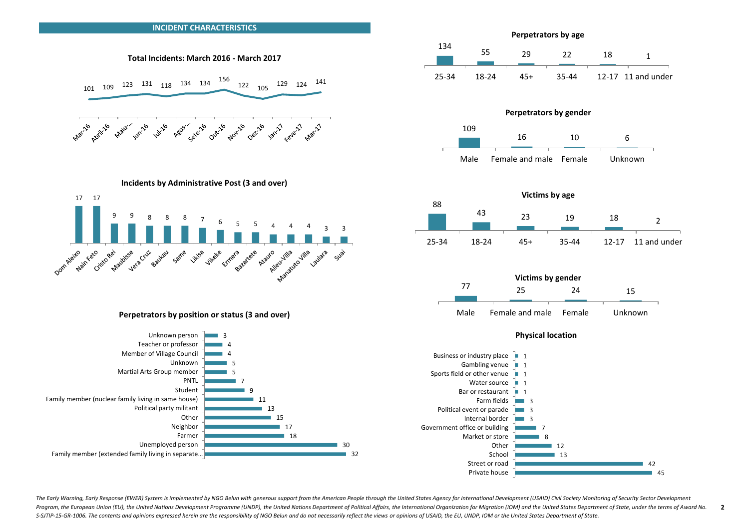## INCIDENT CHARACTERISTICS

### Total Incidents: March 2016 - March 2017

| Mar-16 | Abril-16 | Maiu-... | Jun-16 | Jul-16 | Agos-... | Sete-16 | Out-16 | Nov-16 | Dez-16 | Jan-17 | Feve-17 | Mar-17 |
|---|---|---|---|---|---|---|---|---|---|---|---|---|
| 101 | 109 | 123 | 131 | 118 | 134 | 134 | 156 | 122 | 105 | 129 | 124 | 141 |

### Incidents by Administrative Post (3 and over)

| Dom Aleixo | Nain Feto | Cristo Rei | Maubisse | Vera Cruz | Baukau | Same | Likisa | Vikeke | Ermera | Bazartete | Atauro | Aileu-Villa | Manatuto Villa | Laulara | Suai |
|---|---|---|---|---|---|---|---|---|---|---|---|---|---|---|---|
| 17 | 17 | 9 | 9 | 8 | 8 | 8 | 7 | 6 | 5 | 5 | 4 | 4 | 4 | 3 | 3 |

### Perpetrators by position or status (3 and over)

| Position or status | Count |
|---|---|
| Unknown person | 3 |
| Teacher or professor | 4 |
| Member of Village Council | 4 |
| Unknown | 5 |
| Martial Arts Group member | 5 |
| PNTL | 7 |
| Student | 9 |
| Family member (nuclear family living in same house) | 11 |
| Political party militant | 13 |
| Other | 15 |
| Neighbor | 17 |
| Farmer | 18 |
| Unemployed person | 30 |
| Family member (extended family living in separate... | 32 |

### Perpetrators by age

| 25-34 | 18-24 | 45+ | 35-44 | 12-17 | 11 and under |
|---|---|---|---|---|---|
| 134 | 55 | 29 | 22 | 18 | 1 |

### Perpetrators by gender

| Male | Female and male | Female | Unknown |
|---|---|---|---|
| 109 | 16 | 10 | 6 |

### Victims by age

| 25-34 | 18-24 | 45+ | 35-44 | 12-17 | 11 and under |
|---|---|---|---|---|---|
| 88 | 43 | 23 | 19 | 18 | 2 |

### Victims by gender

| Male | Female and male | Female | Unknown |
|---|---|---|---|
| 77 | 25 | 24 | 15 |

### Physical location

| Location | Count |
|---|---|
| Business or industry place | 1 |
| Gambling venue | 1 |
| Sports field or other venue | 1 |
| Water source | 1 |
| Bar or restaurant | 1 |
| Farm fields | 3 |
| Political event or parade | 3 |
| Internal border | 3 |
| Government office or building | 7 |
| Market or store | 8 |
| Other | 12 |
| School | 13 |
| Street or road | 42 |
| Private house | 45 |

*The Early Warning, Early Response (EWER) System is implemented by NGO Belun with generous support from the American People through the United States Agency for International Development (USAID) Civil Society Monitoring of Security Sector Development Program, the European Union (EU), the United Nations Development Programme (UNDP), the United Nations Department of Political Affairs, the International Organization for Migration (IOM) and the United States Department of State, under the terms of Award No. S-SJTIP-15-GR-1006. The contents and opinions expressed herein are the responsibility of NGO Belun and do not necessarily reflect the views or opinions of USAID, the EU, UNDP, IOM or the United States Department of State.*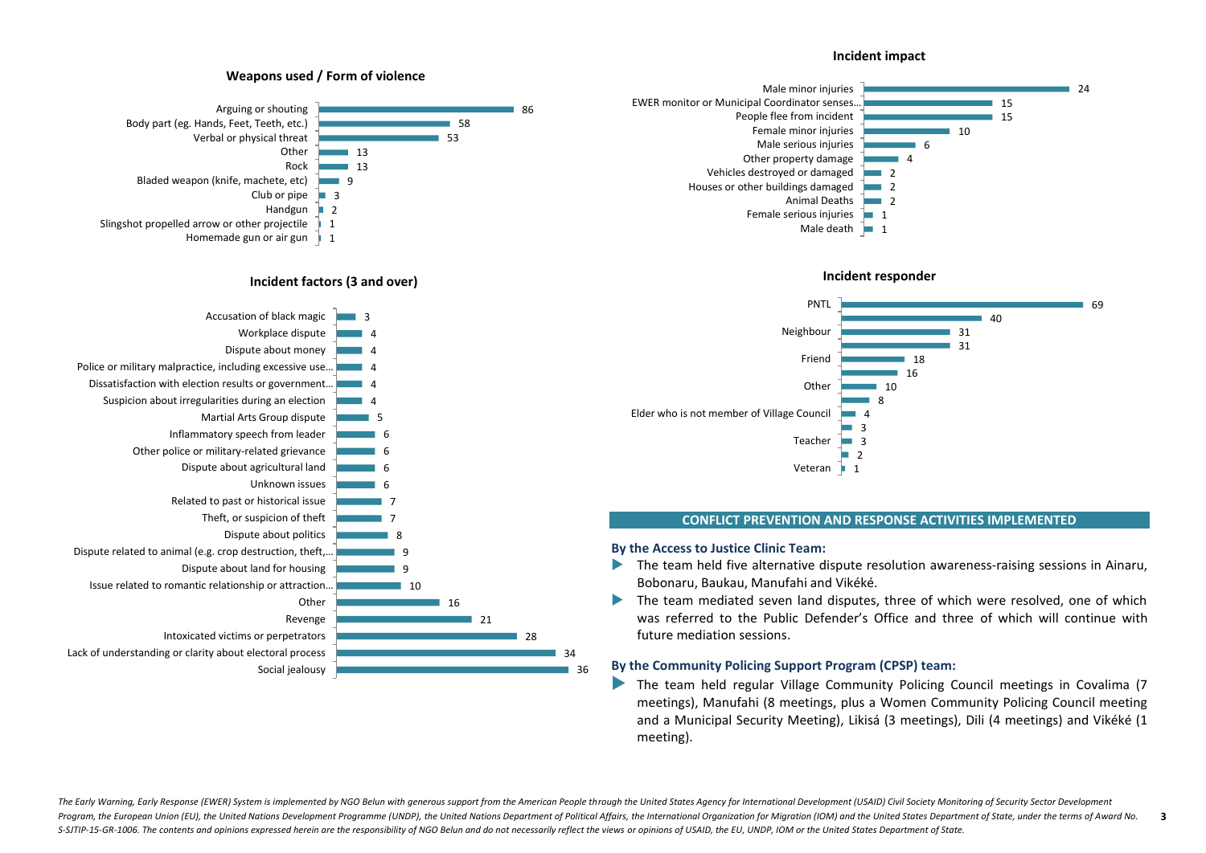### Weapons used / Form of violence

| Weapon / Form of violence | Count |
|---|---|
| Arguing or shouting | 86 |
| Body part (eg. Hands, Feet, Teeth, etc.) | 58 |
| Verbal or physical threat | 53 |
| Other | 13 |
| Rock | 13 |
| Bladed weapon (knife, machete, etc) | 9 |
| Club or pipe | 3 |
| Handgun | 2 |
| Slingshot propelled arrow or other projectile | 1 |
| Homemade gun or air gun | 1 |

### Incident factors (3 and over)

| Incident factor | Count |
|---|---|
| Accusation of black magic | 3 |
| Workplace dispute | 4 |
| Dispute about money | 4 |
| Police or military malpractice, including excessive use… | 4 |
| Dissatisfaction with election results or government… | 4 |
| Suspicion about irregularities during an election | 4 |
| Martial Arts Group dispute | 5 |
| Inflammatory speech from leader | 6 |
| Other police or military-related grievance | 6 |
| Dispute about agricultural land | 6 |
| Unknown issues | 6 |
| Related to past or historical issue | 7 |
| Theft, or suspicion of theft | 7 |
| Dispute about politics | 8 |
| Dispute related to animal (e.g. crop destruction, theft,… | 9 |
| Dispute about land for housing | 9 |
| Issue related to romantic relationship or attraction… | 10 |
| Other | 16 |
| Revenge | 21 |
| Intoxicated victims or perpetrators | 28 |
| Lack of understanding or clarity about electoral process | 34 |
| Social jealousy | 36 |

### Incident impact

| Incident impact | Count |
|---|---|
| Male minor injuries | 24 |
| EWER monitor or Municipal Coordinator senses… | 15 |
| People flee from incident | 15 |
| Female minor injuries | 10 |
| Male serious injuries | 6 |
| Other property damage | 4 |
| Vehicles destroyed or damaged | 2 |
| Houses or other buildings damaged | 2 |
| Animal Deaths | 2 |
| Female serious injuries | 1 |
| Male death | 1 |

### Incident responder

| Incident responder | Count |
|---|---|
| PNTL | 69 |
| | 40 |
| Neighbour | 31 |
| | 31 |
| Friend | 18 |
| | 16 |
| Other | 10 |
| | 8 |
| Elder who is not member of Village Council | 4 |
| | 3 |
| Teacher | 3 |
| | 2 |
| Veteran | 1 |

## CONFLICT PREVENTION AND RESPONSE ACTIVITIES IMPLEMENTED

**By the Access to Justice Clinic Team:**

- The team held five alternative dispute resolution awareness-raising sessions in Ainaru, Bobonaru, Baukau, Manufahi and Vikéké.
- The team mediated seven land disputes, three of which were resolved, one of which was referred to the Public Defender's Office and three of which will continue with future mediation sessions.

**By the Community Policing Support Program (CPSP) team:**

- The team held regular Village Community Policing Council meetings in Covalima (7 meetings), Manufahi (8 meetings, plus a Women Community Policing Council meeting and a Municipal Security Meeting), Likisá (3 meetings), Dili (4 meetings) and Vikéké (1 meeting).

*The Early Warning, Early Response (EWER) System is implemented by NGO Belun with generous support from the American People through the United States Agency for International Development (USAID) Civil Society Monitoring of Security Sector Development Program, the European Union (EU), the United Nations Development Programme (UNDP), the United Nations Department of Political Affairs, the International Organization for Migration (IOM) and the United States Department of State, under the terms of Award No. S-SJTIP-15-GR-1006. The contents and opinions expressed herein are the responsibility of NGO Belun and do not necessarily reflect the views or opinions of USAID, the EU, UNDP, IOM or the United States Department of State.*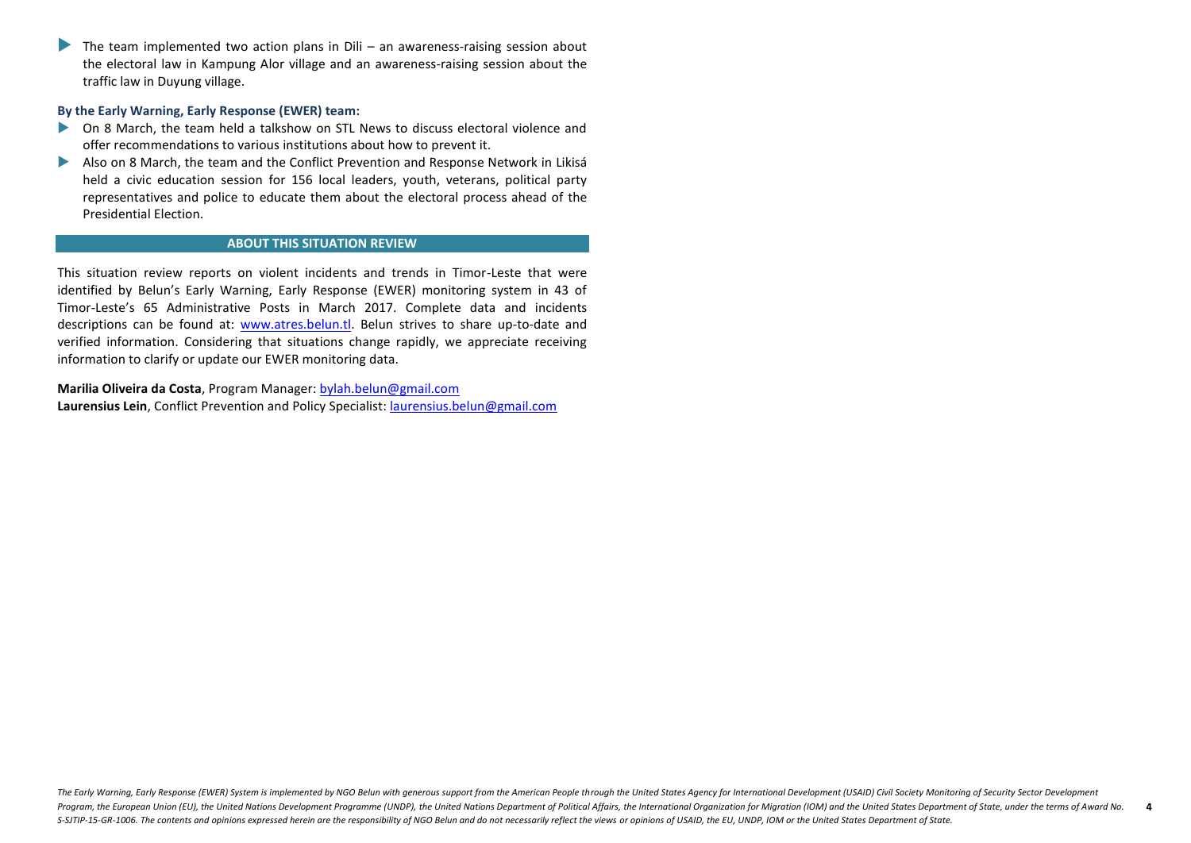- The team implemented two action plans in Dili – an awareness-raising session about the electoral law in Kampung Alor village and an awareness-raising session about the traffic law in Duyung village.

**By the Early Warning, Early Response (EWER) team:**

- On 8 March, the team held a talkshow on STL News to discuss electoral violence and offer recommendations to various institutions about how to prevent it.
- Also on 8 March, the team and the Conflict Prevention and Response Network in Likisá held a civic education session for 156 local leaders, youth, veterans, political party representatives and police to educate them about the electoral process ahead of the Presidential Election.

## ABOUT THIS SITUATION REVIEW

This situation review reports on violent incidents and trends in Timor-Leste that were identified by Belun's Early Warning, Early Response (EWER) monitoring system in 43 of Timor-Leste's 65 Administrative Posts in March 2017. Complete data and incidents descriptions can be found at: www.atres.belun.tl. Belun strives to share up-to-date and verified information. Considering that situations change rapidly, we appreciate receiving information to clarify or update our EWER monitoring data.

**Marilia Oliveira da Costa**, Program Manager: bylah.belun@gmail.com
**Laurensius Lein**, Conflict Prevention and Policy Specialist: laurensius.belun@gmail.com

*The Early Warning, Early Response (EWER) System is implemented by NGO Belun with generous support from the American People through the United States Agency for International Development (USAID) Civil Society Monitoring of Security Sector Development Program, the European Union (EU), the United Nations Development Programme (UNDP), the United Nations Department of Political Affairs, the International Organization for Migration (IOM) and the United States Department of State, under the terms of Award No. S-SJTIP-15-GR-1006. The contents and opinions expressed herein are the responsibility of NGO Belun and do not necessarily reflect the views or opinions of USAID, the EU, UNDP, IOM or the United States Department of State.*